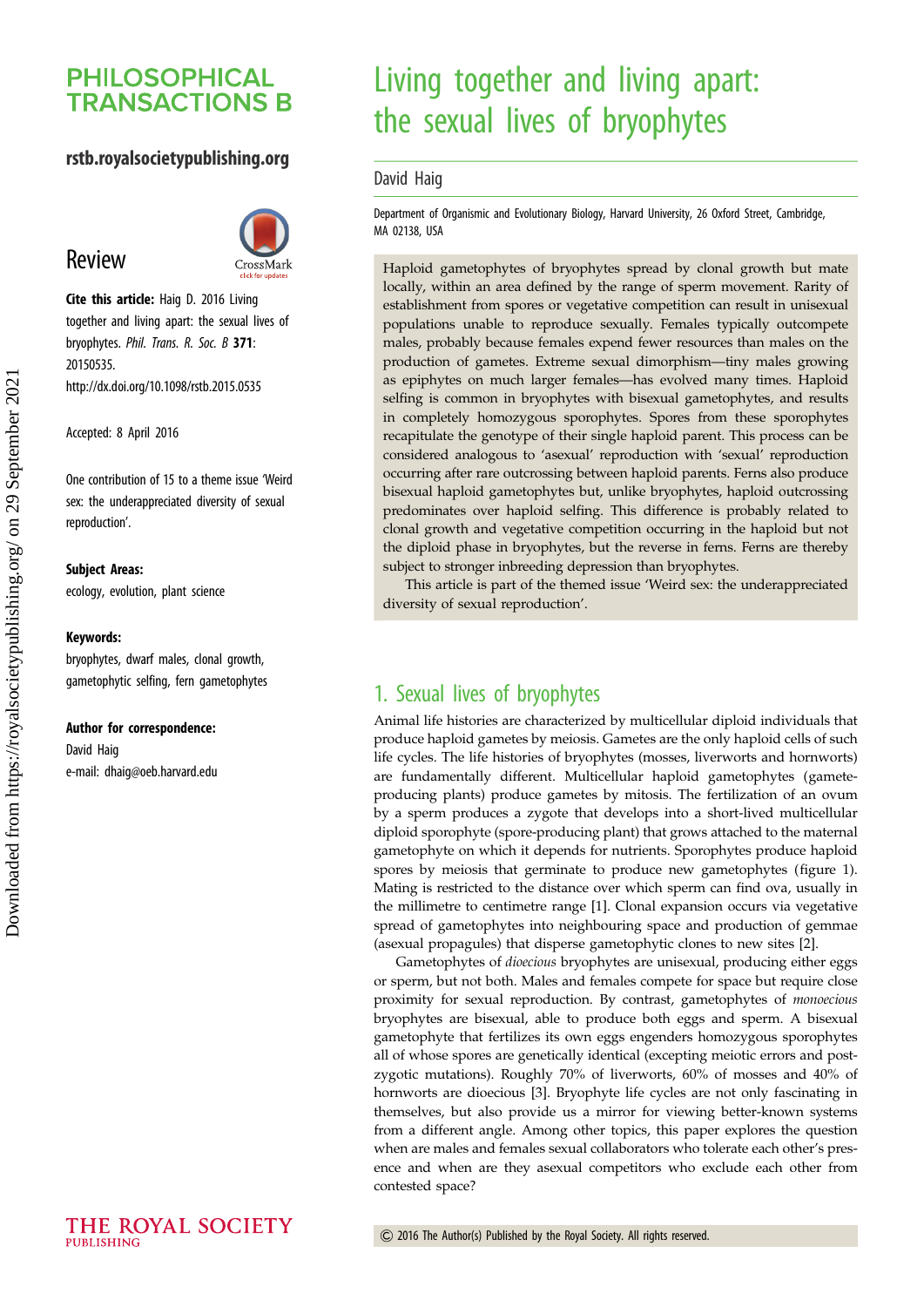# Living together and living apart: the sexual lives of bryophytes

David Haig

Department of Organismic and Evolutionary Biology, Harvard University, 26 Oxford Street, Cambridge, MA 02138, USA

Review

**Cite this article:** Haig D. 2016 Living together and living apart: the sexual lives of bryophytes. *Phil. Trans. R. Soc. B* **371**: 20150535. http://dx.doi.org/10.1098/rstb.2015.0535

Accepted: 8 April 2016

One contribution of 15 to a theme issue 'Weird sex: the underappreciated diversity of sexual reproduction'.

**Subject Areas:**
ecology, evolution, plant science

**Keywords:**
bryophytes, dwarf males, clonal growth, gametophytic selfing, fern gametophytes

**Author for correspondence:**
David Haig
e-mail: dhaig@oeb.harvard.edu

Haploid gametophytes of bryophytes spread by clonal growth but mate locally, within an area defined by the range of sperm movement. Rarity of establishment from spores or vegetative competition can result in unisexual populations unable to reproduce sexually. Females typically outcompete males, probably because females expend fewer resources than males on the production of gametes. Extreme sexual dimorphism—tiny males growing as epiphytes on much larger females—has evolved many times. Haploid selfing is common in bryophytes with bisexual gametophytes, and results in completely homozygous sporophytes. Spores from these sporophytes recapitulate the genotype of their single haploid parent. This process can be considered analogous to 'asexual' reproduction with 'sexual' reproduction occurring after rare outcrossing between haploid parents. Ferns also produce bisexual haploid gametophytes but, unlike bryophytes, haploid outcrossing predominates over haploid selfing. This difference is probably related to clonal growth and vegetative competition occurring in the haploid but not the diploid phase in bryophytes, but the reverse in ferns. Ferns are thereby subject to stronger inbreeding depression than bryophytes.

This article is part of the themed issue 'Weird sex: the underappreciated diversity of sexual reproduction'.

## 1. Sexual lives of bryophytes

Animal life histories are characterized by multicellular diploid individuals that produce haploid gametes by meiosis. Gametes are the only haploid cells of such life cycles. The life histories of bryophytes (mosses, liverworts and hornworts) are fundamentally different. Multicellular haploid gametophytes (gamete-producing plants) produce gametes by mitosis. The fertilization of an ovum by a sperm produces a zygote that develops into a short-lived multicellular diploid sporophyte (spore-producing plant) that grows attached to the maternal gametophyte on which it depends for nutrients. Sporophytes produce haploid spores by meiosis that germinate to produce new gametophytes (figure 1). Mating is restricted to the distance over which sperm can find ova, usually in the millimetre to centimetre range [1]. Clonal expansion occurs via vegetative spread of gametophytes into neighbouring space and production of gemmae (asexual propagules) that disperse gametophytic clones to new sites [2].

Gametophytes of *dioecious* bryophytes are unisexual, producing either eggs or sperm, but not both. Males and females compete for space but require close proximity for sexual reproduction. By contrast, gametophytes of *monoecious* bryophytes are bisexual, able to produce both eggs and sperm. A bisexual gametophyte that fertilizes its own eggs engenders homozygous sporophytes all of whose spores are genetically identical (excepting meiotic errors and post-zygotic mutations). Roughly 70% of liverworts, 60% of mosses and 40% of hornworts are dioecious [3]. Bryophyte life cycles are not only fascinating in themselves, but also provide us a mirror for viewing better-known systems from a different angle. Among other topics, this paper explores the question when are males and females sexual collaborators who tolerate each other's presence and when are they asexual competitors who exclude each other from contested space?

© 2016 The Author(s) Published by the Royal Society. All rights reserved.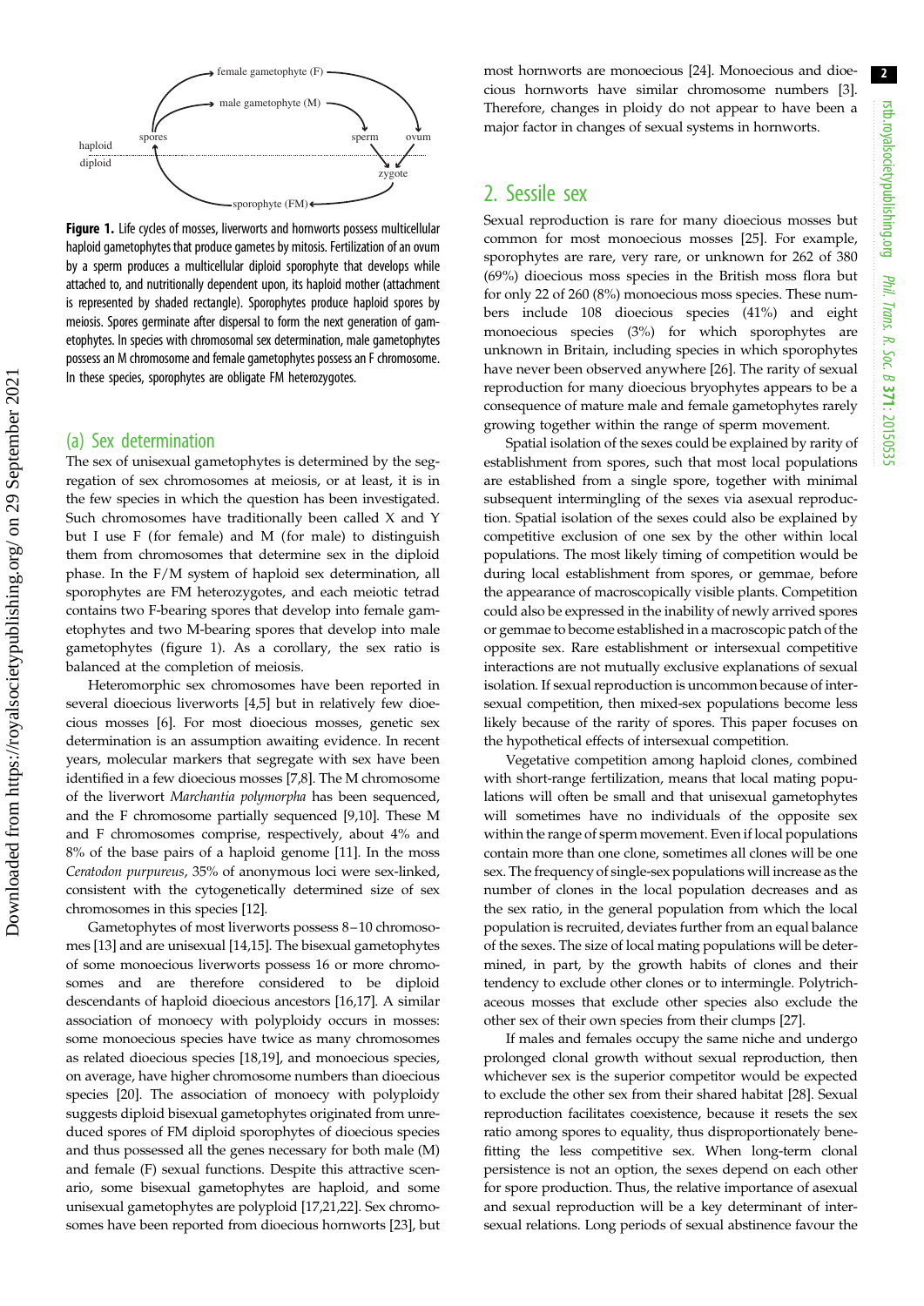**Figure 1.** Life cycles of mosses, liverworts and hornworts possess multicellular haploid gametophytes that produce gametes by mitosis. Fertilization of an ovum by a sperm produces a multicellular diploid sporophyte that develops while attached to, and nutritionally dependent upon, its haploid mother (attachment is represented by shaded rectangle). Sporophytes produce haploid spores by meiosis. Spores germinate after dispersal to form the next generation of gametophytes. In species with chromosomal sex determination, male gametophytes possess an M chromosome and female gametophytes possess an F chromosome. In these species, sporophytes are obligate FM heterozygotes.

## (a) Sex determination

The sex of unisexual gametophytes is determined by the segregation of sex chromosomes at meiosis, or at least, it is in the few species in which the question has been investigated. Such chromosomes have traditionally been called X and Y but I use F (for female) and M (for male) to distinguish them from chromosomes that determine sex in the diploid phase. In the F/M system of haploid sex determination, all sporophytes are FM heterozygotes, and each meiotic tetrad contains two F-bearing spores that develop into female gametophytes and two M-bearing spores that develop into male gametophytes (figure 1). As a corollary, the sex ratio is balanced at the completion of meiosis.

Heteromorphic sex chromosomes have been reported in several dioecious liverworts [4,5] but in relatively few dioecious mosses [6]. For most dioecious mosses, genetic sex determination is an assumption awaiting evidence. In recent years, molecular markers that segregate with sex have been identified in a few dioecious mosses [7,8]. The M chromosome of the liverwort *Marchantia polymorpha* has been sequenced, and the F chromosome partially sequenced [9,10]. These M and F chromosomes comprise, respectively, about 4% and 8% of the base pairs of a haploid genome [11]. In the moss *Ceratodon purpureus*, 35% of anonymous loci were sex-linked, consistent with the cytogenetically determined size of sex chromosomes in this species [12].

Gametophytes of most liverworts possess 8–10 chromosomes [13] and are unisexual [14,15]. The bisexual gametophytes of some monoecious liverworts possess 16 or more chromosomes and are therefore considered to be diploid descendants of haploid dioecious ancestors [16,17]. A similar association of monoecy with polyploidy occurs in mosses: some monoecious species have twice as many chromosomes as related dioecious species [18,19], and monoecious species, on average, have higher chromosome numbers than dioecious species [20]. The association of monoecy with polyploidy suggests diploid bisexual gametophytes originated from unreduced spores of FM diploid sporophytes of dioecious species and thus possessed all the genes necessary for both male (M) and female (F) sexual functions. Despite this attractive scenario, some bisexual gametophytes are haploid, and some unisexual gametophytes are polyploid [17,21,22]. Sex chromosomes have been reported from dioecious hornworts [23], but most hornworts are monoecious [24]. Monoecious and dioecious hornworts have similar chromosome numbers [3]. Therefore, changes in ploidy do not appear to have been a major factor in changes of sexual systems in hornworts.

# 2. Sessile sex

Sexual reproduction is rare for many dioecious mosses but common for most monoecious mosses [25]. For example, sporophytes are rare, very rare, or unknown for 262 of 380 (69%) dioecious moss species in the British moss flora but for only 22 of 260 (8%) monoecious moss species. These numbers include 108 dioecious species (41%) and eight monoecious species (3%) for which sporophytes are unknown in Britain, including species in which sporophytes have never been observed anywhere [26]. The rarity of sexual reproduction for many dioecious bryophytes appears to be a consequence of mature male and female gametophytes rarely growing together within the range of sperm movement.

Spatial isolation of the sexes could be explained by rarity of establishment from spores, such that most local populations are established from a single spore, together with minimal subsequent intermingling of the sexes via asexual reproduction. Spatial isolation of the sexes could also be explained by competitive exclusion of one sex by the other within local populations. The most likely timing of competition would be during local establishment from spores, or gemmae, before the appearance of macroscopically visible plants. Competition could also be expressed in the inability of newly arrived spores or gemmae to become established in a macroscopic patch of the opposite sex. Rare establishment or intersexual competitive interactions are not mutually exclusive explanations of sexual isolation. If sexual reproduction is uncommon because of intersexual competition, then mixed-sex populations become less likely because of the rarity of spores. This paper focuses on the hypothetical effects of intersexual competition.

Vegetative competition among haploid clones, combined with short-range fertilization, means that local mating populations will often be small and that unisexual gametophytes will sometimes have no individuals of the opposite sex within the range of sperm movement. Even if local populations contain more than one clone, sometimes all clones will be one sex. The frequency of single-sex populations will increase as the number of clones in the local population decreases and as the sex ratio, in the general population from which the local population is recruited, deviates further from an equal balance of the sexes. The size of local mating populations will be determined, in part, by the growth habits of clones and their tendency to exclude other clones or to intermingle. Polytrichaceous mosses that exclude other species also exclude the other sex of their own species from their clumps [27].

If males and females occupy the same niche and undergo prolonged clonal growth without sexual reproduction, then whichever sex is the superior competitor would be expected to exclude the other sex from their shared habitat [28]. Sexual reproduction facilitates coexistence, because it resets the sex ratio among spores to equality, thus disproportionately benefitting the less competitive sex. When long-term clonal persistence is not an option, the sexes depend on each other for spore production. Thus, the relative importance of asexual and sexual reproduction will be a key determinant of intersexual relations. Long periods of sexual abstinence favour the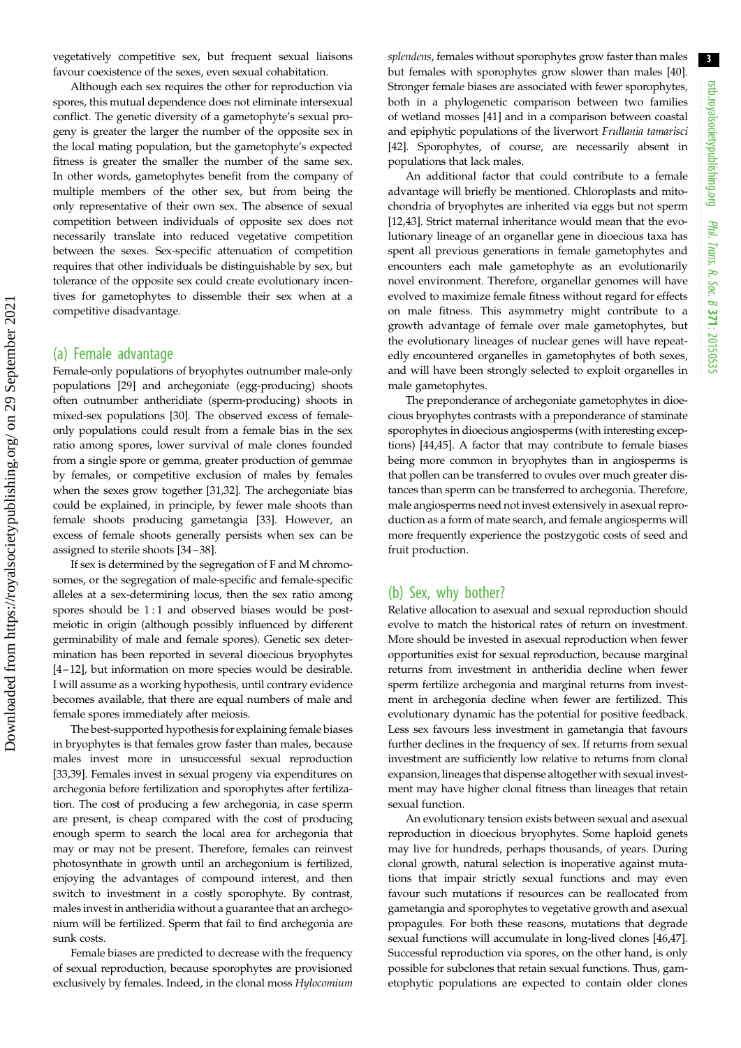vegetatively competitive sex, but frequent sexual liaisons favour coexistence of the sexes, even sexual cohabitation.

Although each sex requires the other for reproduction via spores, this mutual dependence does not eliminate intersexual conflict. The genetic diversity of a gametophyte's sexual progeny is greater the larger the number of the opposite sex in the local mating population, but the gametophyte's expected fitness is greater the smaller the number of the same sex. In other words, gametophytes benefit from the company of multiple members of the other sex, but from being the only representative of their own sex. The absence of sexual competition between individuals of opposite sex does not necessarily translate into reduced vegetative competition between the sexes. Sex-specific attenuation of competition requires that other individuals be distinguishable by sex, but tolerance of the opposite sex could create evolutionary incentives for gametophytes to dissemble their sex when at a competitive disadvantage.

## (a) Female advantage

Female-only populations of bryophytes outnumber male-only populations [29] and archegoniate (egg-producing) shoots often outnumber antheridiate (sperm-producing) shoots in mixed-sex populations [30]. The observed excess of female-only populations could result from a female bias in the sex ratio among spores, lower survival of male clones founded from a single spore or gemma, greater production of gemmae by females, or competitive exclusion of males by females when the sexes grow together [31,32]. The archegoniate bias could be explained, in principle, by fewer male shoots than female shoots producing gametangia [33]. However, an excess of female shoots generally persists when sex can be assigned to sterile shoots [34–38].

If sex is determined by the segregation of F and M chromosomes, or the segregation of male-specific and female-specific alleles at a sex-determining locus, then the sex ratio among spores should be 1 : 1 and observed biases would be postmeiotic in origin (although possibly influenced by different germinability of male and female spores). Genetic sex determination has been reported in several dioecious bryophytes [4–12], but information on more species would be desirable. I will assume as a working hypothesis, until contrary evidence becomes available, that there are equal numbers of male and female spores immediately after meiosis.

The best-supported hypothesis for explaining female biases in bryophytes is that females grow faster than males, because males invest more in unsuccessful sexual reproduction [33,39]. Females invest in sexual progeny via expenditures on archegonia before fertilization and sporophytes after fertilization. The cost of producing a few archegonia, in case sperm are present, is cheap compared with the cost of producing enough sperm to search the local area for archegonia that may or may not be present. Therefore, females can reinvest photosynthate in growth until an archegonium is fertilized, enjoying the advantages of compound interest, and then switch to investment in a costly sporophyte. By contrast, males invest in antheridia without a guarantee that an archegonium will be fertilized. Sperm that fail to find archegonia are sunk costs.

Female biases are predicted to decrease with the frequency of sexual reproduction, because sporophytes are provisioned exclusively by females. Indeed, in the clonal moss *Hylocomium splendens*, females without sporophytes grow faster than males but females with sporophytes grow slower than males [40]. Stronger female biases are associated with fewer sporophytes, both in a phylogenetic comparison between two families of wetland mosses [41] and in a comparison between coastal and epiphytic populations of the liverwort *Frullania tamarisci* [42]. Sporophytes, of course, are necessarily absent in populations that lack males.

An additional factor that could contribute to a female advantage will briefly be mentioned. Chloroplasts and mitochondria of bryophytes are inherited via eggs but not sperm [12,43]. Strict maternal inheritance would mean that the evolutionary lineage of an organellar gene in dioecious taxa has spent all previous generations in female gametophytes and encounters each male gametophyte as an evolutionarily novel environment. Therefore, organellar genomes will have evolved to maximize female fitness without regard for effects on male fitness. This asymmetry might contribute to a growth advantage of female over male gametophytes, but the evolutionary lineages of nuclear genes will have repeatedly encountered organelles in gametophytes of both sexes, and will have been strongly selected to exploit organelles in male gametophytes.

The preponderance of archegoniate gametophytes in dioecious bryophytes contrasts with a preponderance of staminate sporophytes in dioecious angiosperms (with interesting exceptions) [44,45]. A factor that may contribute to female biases being more common in bryophytes than in angiosperms is that pollen can be transferred to ovules over much greater distances than sperm can be transferred to archegonia. Therefore, male angiosperms need not invest extensively in asexual reproduction as a form of mate search, and female angiosperms will more frequently experience the postzygotic costs of seed and fruit production.

## (b) Sex, why bother?

Relative allocation to asexual and sexual reproduction should evolve to match the historical rates of return on investment. More should be invested in asexual reproduction when fewer opportunities exist for sexual reproduction, because marginal returns from investment in antheridia decline when fewer sperm fertilize archegonia and marginal returns from investment in archegonia decline when fewer are fertilized. This evolutionary dynamic has the potential for positive feedback. Less sex favours less investment in gametangia that favours further declines in the frequency of sex. If returns from sexual investment are sufficiently low relative to returns from clonal expansion, lineages that dispense altogether with sexual investment may have higher clonal fitness than lineages that retain sexual function.

An evolutionary tension exists between sexual and asexual reproduction in dioecious bryophytes. Some haploid genets may live for hundreds, perhaps thousands, of years. During clonal growth, natural selection is inoperative against mutations that impair strictly sexual functions and may even favour such mutations if resources can be reallocated from gametangia and sporophytes to vegetative growth and asexual propagules. For both these reasons, mutations that degrade sexual functions will accumulate in long-lived clones [46,47]. Successful reproduction via spores, on the other hand, is only possible for subclones that retain sexual functions. Thus, gametophytic populations are expected to contain older clones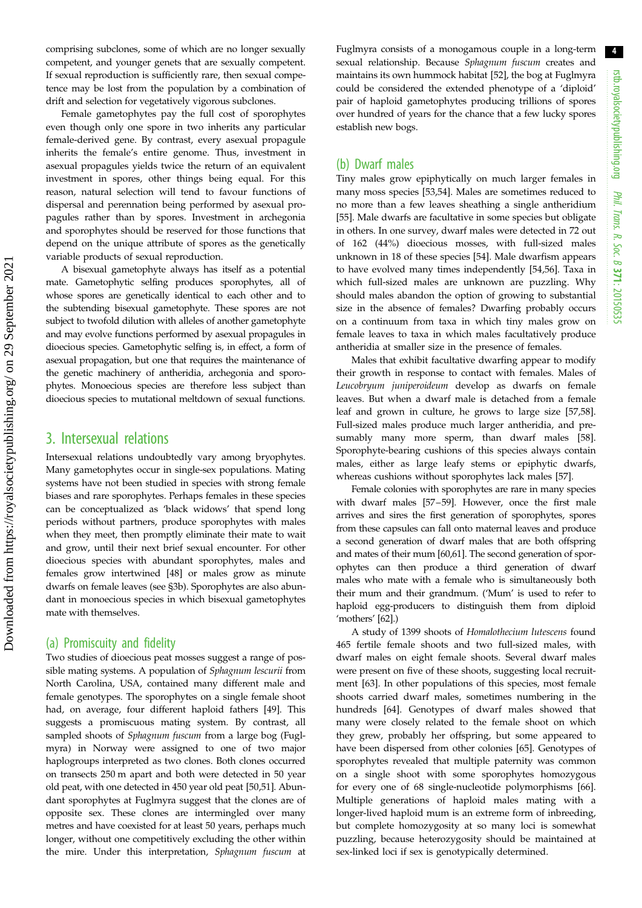comprising subclones, some of which are no longer sexually competent, and younger genets that are sexually competent. If sexual reproduction is sufficiently rare, then sexual competence may be lost from the population by a combination of drift and selection for vegetatively vigorous subclones.

Female gametophytes pay the full cost of sporophytes even though only one spore in two inherits any particular female-derived gene. By contrast, every asexual propagule inherits the female's entire genome. Thus, investment in asexual propagules yields twice the return of an equivalent investment in spores, other things being equal. For this reason, natural selection will tend to favour functions of dispersal and perennation being performed by asexual propagules rather than by spores. Investment in archegonia and sporophytes should be reserved for those functions that depend on the unique attribute of spores as the genetically variable products of sexual reproduction.

A bisexual gametophyte always has itself as a potential mate. Gametophytic selfing produces sporophytes, all of whose spores are genetically identical to each other and to the subtending bisexual gametophyte. These spores are not subject to twofold dilution with alleles of another gametophyte and may evolve functions performed by asexual propagules in dioecious species. Gametophytic selfing is, in effect, a form of asexual propagation, but one that requires the maintenance of the genetic machinery of antheridia, archegonia and sporophytes. Monoecious species are therefore less subject than dioecious species to mutational meltdown of sexual functions.

## 3. Intersexual relations

Intersexual relations undoubtedly vary among bryophytes. Many gametophytes occur in single-sex populations. Mating systems have not been studied in species with strong female biases and rare sporophytes. Perhaps females in these species can be conceptualized as 'black widows' that spend long periods without partners, produce sporophytes with males when they meet, then promptly eliminate their mate to wait and grow, until their next brief sexual encounter. For other dioecious species with abundant sporophytes, males and females grow intertwined [48] or males grow as minute dwarfs on female leaves (see §3b). Sporophytes are also abundant in monoecious species in which bisexual gametophytes mate with themselves.

### (a) Promiscuity and fidelity

Two studies of dioecious peat mosses suggest a range of possible mating systems. A population of *Sphagnum lescurii* from North Carolina, USA, contained many different male and female genotypes. The sporophytes on a single female shoot had, on average, four different haploid fathers [49]. This suggests a promiscuous mating system. By contrast, all sampled shoots of *Sphagnum fuscum* from a large bog (Fuglmyra) in Norway were assigned to one of two major haplogroups interpreted as two clones. Both clones occurred on transects 250 m apart and both were detected in 50 year old peat, with one detected in 450 year old peat [50,51]. Abundant sporophytes at Fuglmyra suggest that the clones are of opposite sex. These clones are intermingled over many metres and have coexisted for at least 50 years, perhaps much longer, without one competitively excluding the other within the mire. Under this interpretation, *Sphagnum fuscum* at Fuglmyra consists of a monogamous couple in a long-term sexual relationship. Because *Sphagnum fuscum* creates and maintains its own hummock habitat [52], the bog at Fuglmyra could be considered the extended phenotype of a 'diploid' pair of haploid gametophytes producing trillions of spores over hundred of years for the chance that a few lucky spores establish new bogs.

### (b) Dwarf males

Tiny males grow epiphytically on much larger females in many moss species [53,54]. Males are sometimes reduced to no more than a few leaves sheathing a single antheridium [55]. Male dwarfs are facultative in some species but obligate in others. In one survey, dwarf males were detected in 72 out of 162 (44%) dioecious mosses, with full-sized males unknown in 18 of these species [54]. Male dwarfism appears to have evolved many times independently [54,56]. Taxa in which full-sized males are unknown are puzzling. Why should males abandon the option of growing to substantial size in the absence of females? Dwarfing probably occurs on a continuum from taxa in which tiny males grow on female leaves to taxa in which males facultatively produce antheridia at smaller size in the presence of females.

Males that exhibit facultative dwarfing appear to modify their growth in response to contact with females. Males of *Leucobryum juniperoideum* develop as dwarfs on female leaves. But when a dwarf male is detached from a female leaf and grown in culture, he grows to large size [57,58]. Full-sized males produce much larger antheridia, and presumably many more sperm, than dwarf males [58]. Sporophyte-bearing cushions of this species always contain males, either as large leafy stems or epiphytic dwarfs, whereas cushions without sporophytes lack males [57].

Female colonies with sporophytes are rare in many species with dwarf males [57–59]. However, once the first male arrives and sires the first generation of sporophytes, spores from these capsules can fall onto maternal leaves and produce a second generation of dwarf males that are both offspring and mates of their mum [60,61]. The second generation of sporophytes can then produce a third generation of dwarf males who mate with a female who is simultaneously both their mum and their grandmum. ('Mum' is used to refer to haploid egg-producers to distinguish them from diploid 'mothers' [62].)

A study of 1399 shoots of *Homalothecium lutescens* found 465 fertile female shoots and two full-sized males, with dwarf males on eight female shoots. Several dwarf males were present on five of these shoots, suggesting local recruitment [63]. In other populations of this species, most female shoots carried dwarf males, sometimes numbering in the hundreds [64]. Genotypes of dwarf males showed that many were closely related to the female shoot on which they grew, probably her offspring, but some appeared to have been dispersed from other colonies [65]. Genotypes of sporophytes revealed that multiple paternity was common on a single shoot with some sporophytes homozygous for every one of 68 single-nucleotide polymorphisms [66]. Multiple generations of haploid males mating with a longer-lived haploid mum is an extreme form of inbreeding, but complete homozygosity at so many loci is somewhat puzzling, because heterozygosity should be maintained at sex-linked loci if sex is genotypically determined.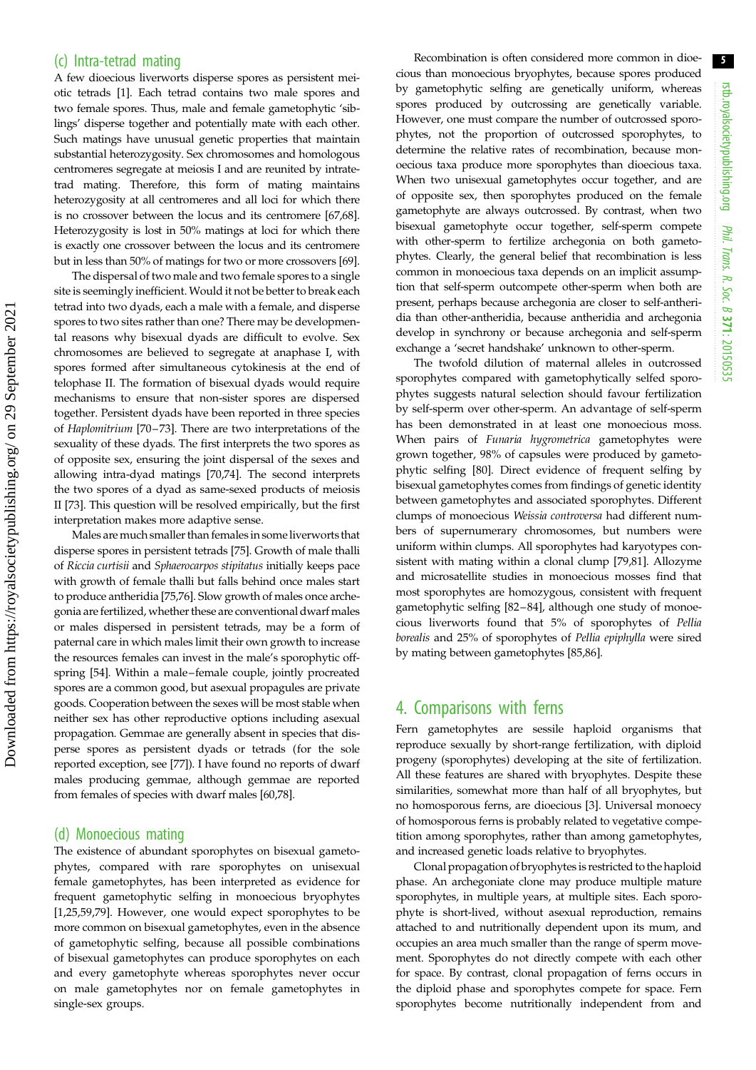### (c) Intra-tetrad mating

A few dioecious liverworts disperse spores as persistent meiotic tetrads [1]. Each tetrad contains two male spores and two female spores. Thus, male and female gametophytic 'siblings' disperse together and potentially mate with each other. Such matings have unusual genetic properties that maintain substantial heterozygosity. Sex chromosomes and homologous centromeres segregate at meiosis I and are reunited by intratetrad mating. Therefore, this form of mating maintains heterozygosity at all centromeres and all loci for which there is no crossover between the locus and its centromere [67,68]. Heterozygosity is lost in 50% matings at loci for which there is exactly one crossover between the locus and its centromere but in less than 50% of matings for two or more crossovers [69].

The dispersal of two male and two female spores to a single site is seemingly inefficient. Would it not be better to break each tetrad into two dyads, each a male with a female, and disperse spores to two sites rather than one? There may be developmental reasons why bisexual dyads are difficult to evolve. Sex chromosomes are believed to segregate at anaphase I, with spores formed after simultaneous cytokinesis at the end of telophase II. The formation of bisexual dyads would require mechanisms to ensure that non-sister spores are dispersed together. Persistent dyads have been reported in three species of *Haplomitrium* [70–73]. There are two interpretations of the sexuality of these dyads. The first interprets the two spores as of opposite sex, ensuring the joint dispersal of the sexes and allowing intra-dyad matings [70,74]. The second interprets the two spores of a dyad as same-sexed products of meiosis II [73]. This question will be resolved empirically, but the first interpretation makes more adaptive sense.

Males are much smaller than females in some liverworts that disperse spores in persistent tetrads [75]. Growth of male thalli of *Riccia curtisii* and *Sphaerocarpos stipitatus* initially keeps pace with growth of female thalli but falls behind once males start to produce antheridia [75,76]. Slow growth of males once archegonia are fertilized, whether these are conventional dwarf males or males dispersed in persistent tetrads, may be a form of paternal care in which males limit their own growth to increase the resources females can invest in the male's sporophytic offspring [54]. Within a male–female couple, jointly procreated spores are a common good, but asexual propagules are private goods. Cooperation between the sexes will be most stable when neither sex has other reproductive options including asexual propagation. Gemmae are generally absent in species that disperse spores as persistent dyads or tetrads (for the sole reported exception, see [77]). I have found no reports of dwarf males producing gemmae, although gemmae are reported from females of species with dwarf males [60,78].

### (d) Monoecious mating

The existence of abundant sporophytes on bisexual gametophytes, compared with rare sporophytes on unisexual female gametophytes, has been interpreted as evidence for frequent gametophytic selfing in monoecious bryophytes [1,25,59,79]. However, one would expect sporophytes to be more common on bisexual gametophytes, even in the absence of gametophytic selfing, because all possible combinations of bisexual gametophytes can produce sporophytes on each and every gametophyte whereas sporophytes never occur on male gametophytes nor on female gametophytes in single-sex groups.

Recombination is often considered more common in dioecious than monoecious bryophytes, because spores produced by gametophytic selfing are genetically uniform, whereas spores produced by outcrossing are genetically variable. However, one must compare the number of outcrossed sporophytes, not the proportion of outcrossed sporophytes, to determine the relative rates of recombination, because monoecious taxa produce more sporophytes than dioecious taxa. When two unisexual gametophytes occur together, and are of opposite sex, then sporophytes produced on the female gametophyte are always outcrossed. By contrast, when two bisexual gametophyte occur together, self-sperm compete with other-sperm to fertilize archegonia on both gametophytes. Clearly, the general belief that recombination is less common in monoecious taxa depends on an implicit assumption that self-sperm outcompete other-sperm when both are present, perhaps because archegonia are closer to self-antheridia than other-antheridia, because antheridia and archegonia develop in synchrony or because archegonia and self-sperm exchange a 'secret handshake' unknown to other-sperm.

The twofold dilution of maternal alleles in outcrossed sporophytes compared with gametophytically selfed sporophytes suggests natural selection should favour fertilization by self-sperm over other-sperm. An advantage of self-sperm has been demonstrated in at least one monoecious moss. When pairs of *Funaria hygrometrica* gametophytes were grown together, 98% of capsules were produced by gametophytic selfing [80]. Direct evidence of frequent selfing by bisexual gametophytes comes from findings of genetic identity between gametophytes and associated sporophytes. Different clumps of monoecious *Weissia controversa* had different numbers of supernumerary chromosomes, but numbers were uniform within clumps. All sporophytes had karyotypes consistent with mating within a clonal clump [79,81]. Allozyme and microsatellite studies in monoecious mosses find that most sporophytes are homozygous, consistent with frequent gametophytic selfing [82–84], although one study of monoecious liverworts found that 5% of sporophytes of *Pellia borealis* and 25% of sporophytes of *Pellia epiphylla* were sired by mating between gametophytes [85,86].

## 4. Comparisons with ferns

Fern gametophytes are sessile haploid organisms that reproduce sexually by short-range fertilization, with diploid progeny (sporophytes) developing at the site of fertilization. All these features are shared with bryophytes. Despite these similarities, somewhat more than half of all bryophytes, but no homosporous ferns, are dioecious [3]. Universal monoecy of homosporous ferns is probably related to vegetative competition among sporophytes, rather than among gametophytes, and increased genetic loads relative to bryophytes.

Clonal propagation of bryophytes is restricted to the haploid phase. An archegoniate clone may produce multiple mature sporophytes, in multiple years, at multiple sites. Each sporophyte is short-lived, without asexual reproduction, remains attached to and nutritionally dependent upon its mum, and occupies an area much smaller than the range of sperm movement. Sporophytes do not directly compete with each other for space. By contrast, clonal propagation of ferns occurs in the diploid phase and sporophytes compete for space. Fern sporophytes become nutritionally independent from and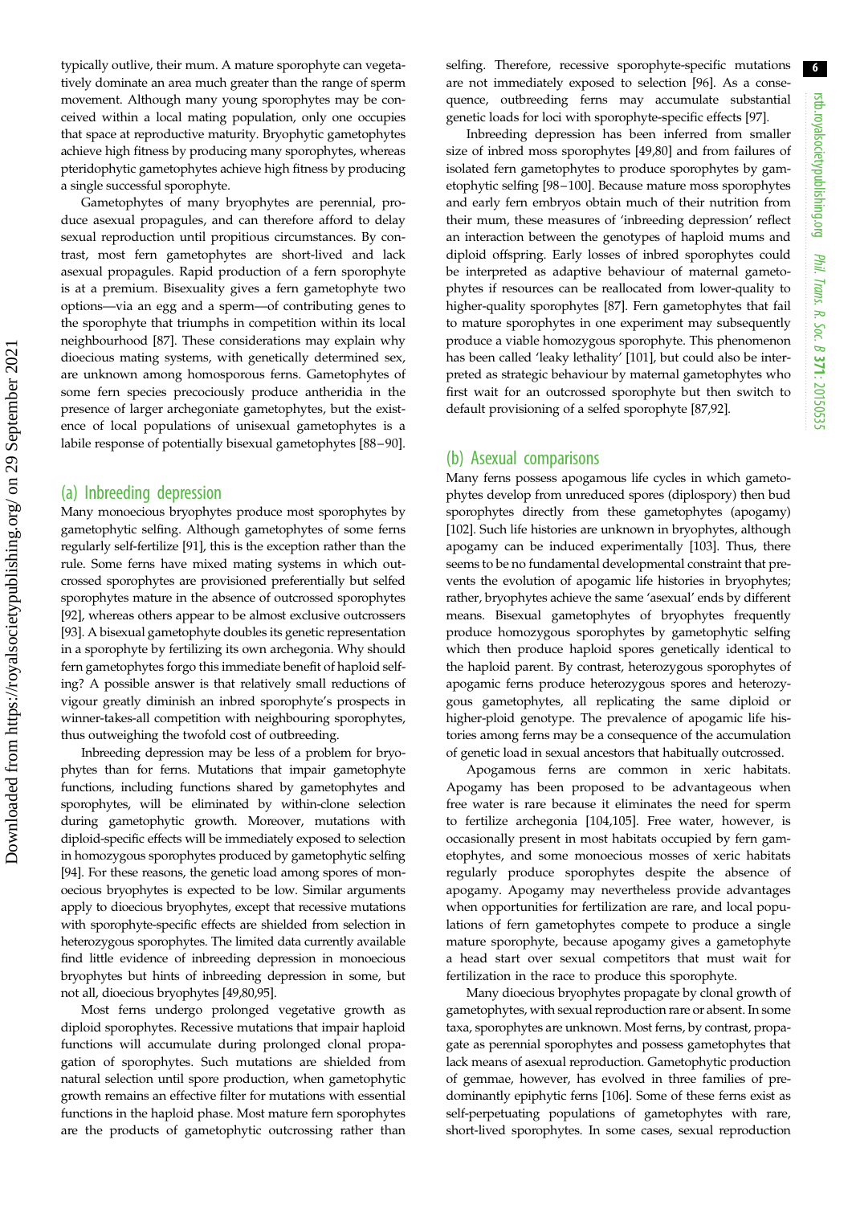typically outlive, their mum. A mature sporophyte can vegetatively dominate an area much greater than the range of sperm movement. Although many young sporophytes may be conceived within a local mating population, only one occupies that space at reproductive maturity. Bryophytic gametophytes achieve high fitness by producing many sporophytes, whereas pteridophytic gametophytes achieve high fitness by producing a single successful sporophyte.

Gametophytes of many bryophytes are perennial, produce asexual propagules, and can therefore afford to delay sexual reproduction until propitious circumstances. By contrast, most fern gametophytes are short-lived and lack asexual propagules. Rapid production of a fern sporophyte is at a premium. Bisexuality gives a fern gametophyte two options—via an egg and a sperm—of contributing genes to the sporophyte that triumphs in competition within its local neighbourhood [87]. These considerations may explain why dioecious mating systems, with genetically determined sex, are unknown among homosporous ferns. Gametophytes of some fern species precociously produce antheridia in the presence of larger archegoniate gametophytes, but the existence of local populations of unisexual gametophytes is a labile response of potentially bisexual gametophytes [88–90].

## (a) Inbreeding depression

Many monoecious bryophytes produce most sporophytes by gametophytic selfing. Although gametophytes of some ferns regularly self-fertilize [91], this is the exception rather than the rule. Some ferns have mixed mating systems in which outcrossed sporophytes are provisioned preferentially but selfed sporophytes mature in the absence of outcrossed sporophytes [92], whereas others appear to be almost exclusive outcrossers [93]. A bisexual gametophyte doubles its genetic representation in a sporophyte by fertilizing its own archegonia. Why should fern gametophytes forgo this immediate benefit of haploid selfing? A possible answer is that relatively small reductions of vigour greatly diminish an inbred sporophyte's prospects in winner-takes-all competition with neighbouring sporophytes, thus outweighing the twofold cost of outbreeding.

Inbreeding depression may be less of a problem for bryophytes than for ferns. Mutations that impair gametophyte functions, including functions shared by gametophytes and sporophytes, will be eliminated by within-clone selection during gametophytic growth. Moreover, mutations with diploid-specific effects will be immediately exposed to selection in homozygous sporophytes produced by gametophytic selfing [94]. For these reasons, the genetic load among spores of monoecious bryophytes is expected to be low. Similar arguments apply to dioecious bryophytes, except that recessive mutations with sporophyte-specific effects are shielded from selection in heterozygous sporophytes. The limited data currently available find little evidence of inbreeding depression in monoecious bryophytes but hints of inbreeding depression in some, but not all, dioecious bryophytes [49,80,95].

Most ferns undergo prolonged vegetative growth as diploid sporophytes. Recessive mutations that impair haploid functions will accumulate during prolonged clonal propagation of sporophytes. Such mutations are shielded from natural selection until spore production, when gametophytic growth remains an effective filter for mutations with essential functions in the haploid phase. Most mature fern sporophytes are the products of gametophytic outcrossing rather than selfing. Therefore, recessive sporophyte-specific mutations are not immediately exposed to selection [96]. As a consequence, outbreeding ferns may accumulate substantial genetic loads for loci with sporophyte-specific effects [97].

Inbreeding depression has been inferred from smaller size of inbred moss sporophytes [49,80] and from failures of isolated fern gametophytes to produce sporophytes by gametophytic selfing [98–100]. Because mature moss sporophytes and early fern embryos obtain much of their nutrition from their mum, these measures of 'inbreeding depression' reflect an interaction between the genotypes of haploid mums and diploid offspring. Early losses of inbred sporophytes could be interpreted as adaptive behaviour of maternal gametophytes if resources can be reallocated from lower-quality to higher-quality sporophytes [87]. Fern gametophytes that fail to mature sporophytes in one experiment may subsequently produce a viable homozygous sporophyte. This phenomenon has been called 'leaky lethality' [101], but could also be interpreted as strategic behaviour by maternal gametophytes who first wait for an outcrossed sporophyte but then switch to default provisioning of a selfed sporophyte [87,92].

## (b) Asexual comparisons

Many ferns possess apogamous life cycles in which gametophytes develop from unreduced spores (diplospory) then bud sporophytes directly from these gametophytes (apogamy) [102]. Such life histories are unknown in bryophytes, although apogamy can be induced experimentally [103]. Thus, there seems to be no fundamental developmental constraint that prevents the evolution of apogamic life histories in bryophytes; rather, bryophytes achieve the same 'asexual' ends by different means. Bisexual gametophytes of bryophytes frequently produce homozygous sporophytes by gametophytic selfing which then produce haploid spores genetically identical to the haploid parent. By contrast, heterozygous sporophytes of apogamic ferns produce heterozygous spores and heterozygous gametophytes, all replicating the same diploid or higher-ploid genotype. The prevalence of apogamic life histories among ferns may be a consequence of the accumulation of genetic load in sexual ancestors that habitually outcrossed.

Apogamous ferns are common in xeric habitats. Apogamy has been proposed to be advantageous when free water is rare because it eliminates the need for sperm to fertilize archegonia [104,105]. Free water, however, is occasionally present in most habitats occupied by fern gametophytes, and some monoecious mosses of xeric habitats regularly produce sporophytes despite the absence of apogamy. Apogamy may nevertheless provide advantages when opportunities for fertilization are rare, and local populations of fern gametophytes compete to produce a single mature sporophyte, because apogamy gives a gametophyte a head start over sexual competitors that must wait for fertilization in the race to produce this sporophyte.

Many dioecious bryophytes propagate by clonal growth of gametophytes, with sexual reproduction rare or absent. In some taxa, sporophytes are unknown. Most ferns, by contrast, propagate as perennial sporophytes and possess gametophytes that lack means of asexual reproduction. Gametophytic production of gemmae, however, has evolved in three families of predominantly epiphytic ferns [106]. Some of these ferns exist as self-perpetuating populations of gametophytes with rare, short-lived sporophytes. In some cases, sexual reproduction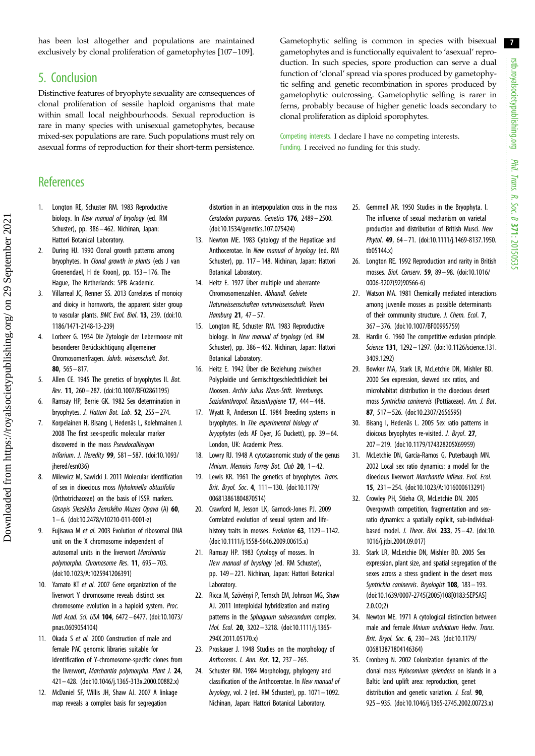has been lost altogether and populations are maintained exclusively by clonal proliferation of gametophytes [107–109].

## 5. Conclusion

Distinctive features of bryophyte sexuality are consequences of clonal proliferation of sessile haploid organisms that mate within small local neighbourhoods. Sexual reproduction is rare in many species with unisexual gametophytes, because mixed-sex populations are rare. Such populations must rely on asexual forms of reproduction for their short-term persistence. Gametophytic selfing is common in species with bisexual gametophytes and is functionally equivalent to 'asexual' reproduction. In such species, spore production can serve a dual function of 'clonal' spread via spores produced by gametophytic selfing and genetic recombination in spores produced by gametophytic outcrossing. Gametophytic selfing is rarer in ferns, probably because of higher genetic loads secondary to clonal proliferation as diploid sporophytes.

Competing interests. I declare I have no competing interests.

Funding. I received no funding for this study.

## References

1. Longton RE, Schuster RM. 1983 Reproductive biology. In *New manual of bryology* (ed. RM Schuster), pp. 386–462. Nichinan, Japan: Hattori Botanical Laboratory.
2. During HJ. 1990 Clonal growth patterns among bryophytes. In *Clonal growth in plants* (eds J van Groenendael, H de Kroon), pp. 153–176. The Hague, The Netherlands: SPB Academic.
3. Villarreal JC, Renner SS. 2013 Correlates of monoicy and dioicy in hornworts, the apparent sister group to vascular plants. *BMC Evol. Biol.* **13**, 239. (doi:10.1186/1471-2148-13-239)
4. Lorbeer G. 1934 Die Zytologie der Lebermoose mit besonderer Berücksichtigung allgemeiner Chromosomenfragen. *Jahrb. wissenschaft. Bot.* **80**, 565–817.
5. Allen CE. 1945 The genetics of bryophytes II. *Bot. Rev.* **11**, 260–287. (doi:10.1007/BF02861195)
6. Ramsay HP, Berrie GK. 1982 Sex determination in bryophytes. *J. Hattori Bot. Lab.* **52**, 255–274.
7. Korpelainen H, Bisang I, Hedenäs L, Kolehmainen J. 2008 The first sex-specific molecular marker discovered in the moss *Pseudocalliergon trifarium*. *J. Heredity* **99**, 581–587. (doi:10.1093/jhered/esn036)
8. Milewicz M, Sawicki J. 2011 Molecular identification of sex in dioecious moss *Nyholmiella obtusifolia* (Orthotrichaceae) on the basis of ISSR markers. *Casopis Slezského Zemského Muzea Opava* (A) **60**, 1–6. (doi:10.2478/v10210-011-0001-z)
9. Fujisawa M *et al.* 2003 Evolution of ribosomal DNA unit on the X chromosome independent of autosomal units in the liverwort *Marchantia polymorpha*. *Chromosome Res.* **11**, 695–703. (doi:10.1023/A:1025941206391)
10. Yamato KT *et al.* 2007 Gene organization of the liverwort Y chromosome reveals distinct sex chromosome evolution in a haploid system. *Proc. Natl Acad. Sci. USA* **104**, 6472–6477. (doi:10.1073/pnas.0609054104)
11. Okada S *et al.* 2000 Construction of male and female PAC genomic libraries suitable for identification of Y-chromosome-specific clones from the liverwort, *Marchantia polymorpha*. *Plant J.* **24**, 421–428. (doi:10.1046/j.1365-313x.2000.00882.x)
12. McDaniel SF, Willis JH, Shaw AJ. 2007 A linkage map reveals a complex basis for segregation distortion in an interpopulation cross in the moss *Ceratodon purpureus*. *Genetics* **176**, 2489–2500. (doi:10.1534/genetics.107.075424)
13. Newton ME. 1983 Cytology of the Hepaticae and Anthocerotae. In *New manual of bryology* (ed. RM Schuster), pp. 117–148. Nichinan, Japan: Hattori Botanical Laboratory.
14. Heitz E. 1927 Über multiple und aberrante Chromosomenzahlen. *Abhandl. Gebiete Naturwissenschaften naturwissenschaft. Verein Hamburg* **21**, 47–57.
15. Longton RE, Schuster RM. 1983 Reproductive biology. In *New manual of bryology* (ed. RM Schuster), pp. 386–462. Nichinan, Japan: Hattori Botanical Laboratory.
16. Heitz E. 1942 Über die Beziehung zwischen Polyploidie und Gemischtgeschlechtlichkeit bei Moosen. *Archiv Julius Klaus-Stift. Vererbungs. Sozialanthropol. Rassenhygiene* **17**, 444–448.
17. Wyatt R, Anderson LE. 1984 Breeding systems in bryophytes. In *The experimental biology of bryophytes* (eds AF Dyer, JG Duckett), pp. 39–64. London, UK: Academic Press.
18. Lowry RJ. 1948 A cytotaxonomic study of the genus *Mnium*. *Memoirs Torrey Bot. Club* **20**, 1–42.
19. Lewis KR. 1961 The genetics of bryophytes. *Trans. Brit. Bryol. Soc.* **4**, 111–130. (doi:10.1179/006813861804870514)
20. Crawford M, Jesson LK, Garnock-Jones PJ. 2009 Correlated evolution of sexual system and life-history traits in mosses. *Evolution* **63**, 1129–1142. (doi:10.1111/j.1558-5646.2009.00615.x)
21. Ramsay HP. 1983 Cytology of mosses. In *New manual of bryology* (ed. RM Schuster), pp. 149–221. Nichinan, Japan: Hattori Botanical Laboratory.
22. Ricca M, Szövényi P, Temsch EM, Johnson MG, Shaw AJ. 2011 Interploidal hybridization and mating patterns in the *Sphagnum subsecundum* complex. *Mol. Ecol.* **20**, 3202–3218. (doi:10.1111/j.1365-294X.2011.05170.x)
23. Proskauer J. 1948 Studies on the morphology of *Anthoceros*. I. *Ann. Bot.* **12**, 237–265.
24. Schuster RM. 1984 Morphology, phylogeny and classification of the Anthocerotae. In *New manual of bryology*, vol. 2 (ed. RM Schuster), pp. 1071–1092. Nichinan, Japan: Hattori Botanical Laboratory.
25. Gemmell AR. 1950 Studies in the Bryophyta. I. The influence of sexual mechanism on varietal production and distribution of British Musci. *New Phytol.* **49**, 64–71. (doi:10.1111/j.1469-8137.1950.tb05144.x)
26. Longton RE. 1992 Reproduction and rarity in British mosses. *Biol. Conserv.* **59**, 89–98. (doi:10.1016/0006-3207(92)90566-6)
27. Watson MA. 1981 Chemically mediated interactions among juvenile mosses as possible determinants of their community structure. *J. Chem. Ecol.* **7**, 367–376. (doi:10.1007/BF00995759)
28. Hardin G. 1960 The competitive exclusion principle. *Science* **131**, 1292–1297. (doi:10.1126/science.131.3409.1292)
29. Bowker MA, Stark LR, McLetchie DN, Mishler BD. 2000 Sex expression, skewed sex ratios, and microhabitat distribution in the dioecious desert moss *Syntrichia caninervis* (Pottiaceae). *Am. J. Bot.* **87**, 517–526. (doi:10.2307/2656595)
30. Bisang I, Hedenäs L. 2005 Sex ratio patterns in dioicous bryophytes re-visited. *J. Bryol.* **27**, 207–219. (doi:10.1179/174328205X69959)
31. McLetchie DN, García-Ramos G, Puterbaugh MN. 2002 Local sex ratio dynamics: a model for the dioecious liverwort *Marchantia inflexa*. *Evol. Ecol.* **15**, 231–254. (doi:10.1023/A:1016000613291)
32. Crowley PH, Stieha CR, McLetchie DN. 2005 Overgrowth competition, fragmentation and sex-ratio dynamics: a spatially explicit, sub-individual-based model. *J. Theor. Biol.* **233**, 25–42. (doi:10.1016/j.jtbi.2004.09.017)
33. Stark LR, McLetchie DN, Mishler BD. 2005 Sex expression, plant size, and spatial segregation of the sexes across a stress gradient in the desert moss *Syntrichia caninervis*. *Bryologist* **108**, 183–193. (doi:10.1639/0007-2745(2005)108[0183:SEPSAS]2.0.CO;2)
34. Newton ME. 1971 A cytological distinction between male and female *Mnium undulatum* Hedw. *Trans. Brit. Bryol. Soc.* **6**, 230–243. (doi:10.1179/006813871804146364)
35. Cronberg N. 2002 Colonization dynamics of the clonal moss *Hylocomium splendens* on islands in a Baltic land uplift area: reproduction, genet distribution and genetic variation. *J. Ecol.* **90**, 925–935. (doi:10.1046/j.1365-2745.2002.00723.x)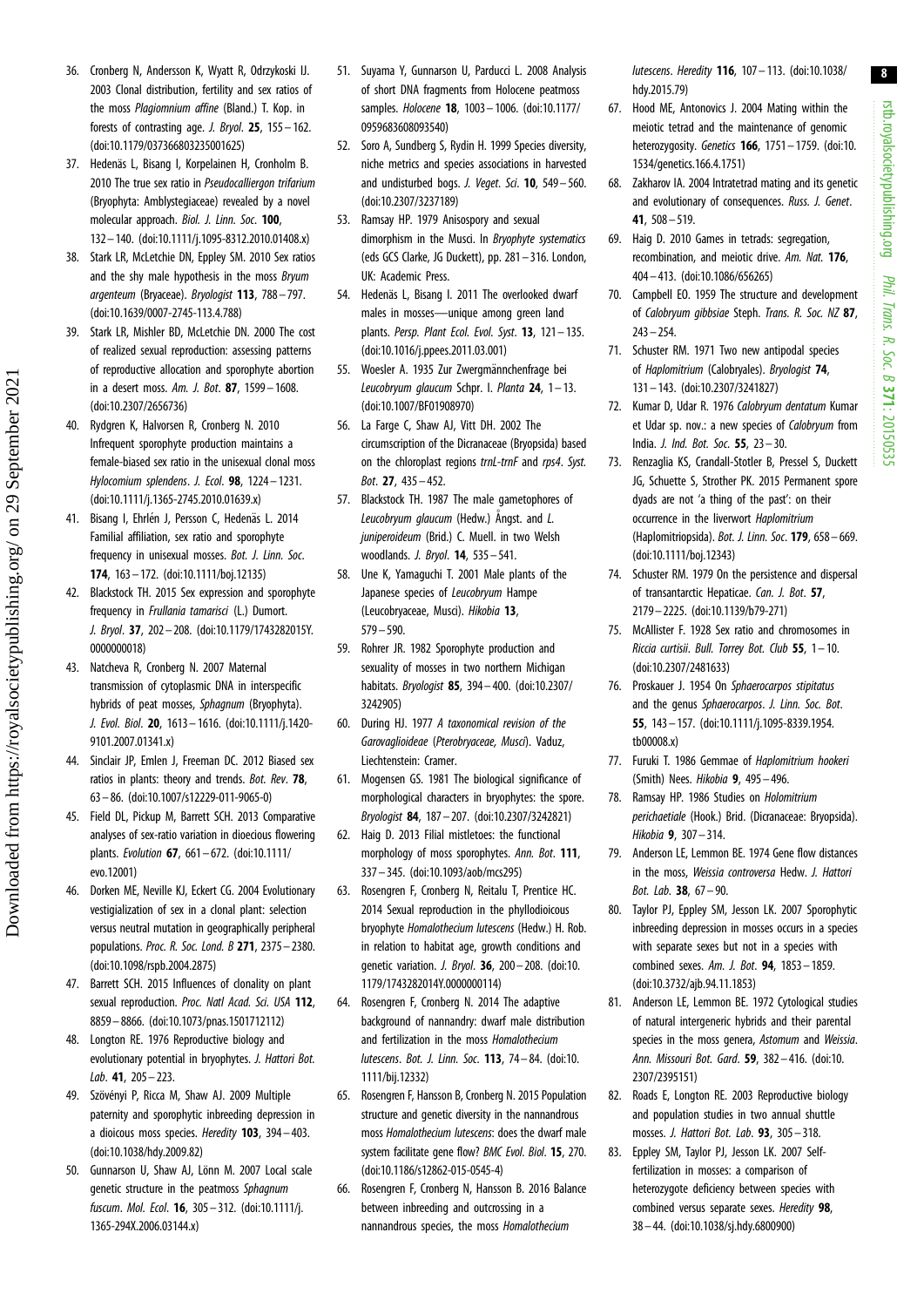36. Cronberg N, Andersson K, Wyatt R, Odrzykoski IJ. 2003 Clonal distribution, fertility and sex ratios of the moss *Plagiomnium affine* (Bland.) T. Kop. in forests of contrasting age. *J. Bryol*. **25**, 155–162. (doi:10.1179/037366803235001625)
37. Hedenäs L, Bisang I, Korpelainen H, Cronholm B. 2010 The true sex ratio in *Pseudocalliergon trifarium* (Bryophyta: Amblystegiaceae) revealed by a novel molecular approach. *Biol. J. Linn. Soc*. **100**, 132–140. (doi:10.1111/j.1095-8312.2010.01408.x)
38. Stark LR, McLetchie DN, Eppley SM. 2010 Sex ratios and the shy male hypothesis in the moss *Bryum argenteum* (Bryaceae). *Bryologist* **113**, 788–797. (doi:10.1639/0007-2745-113.4.788)
39. Stark LR, Mishler BD, McLetchie DN. 2000 The cost of realized sexual reproduction: assessing patterns of reproductive allocation and sporophyte abortion in a desert moss. *Am. J. Bot*. **87**, 1599–1608. (doi:10.2307/2656736)
40. Rydgren K, Halvorsen R, Cronberg N. 2010 Infrequent sporophyte production maintains a female-biased sex ratio in the unisexual clonal moss *Hylocomium splendens*. *J. Ecol*. **98**, 1224–1231. (doi:10.1111/j.1365-2745.2010.01639.x)
41. Bisang I, Ehrlén J, Persson C, Hedenäs L. 2014 Familial affiliation, sex ratio and sporophyte frequency in unisexual mosses. *Bot. J. Linn. Soc*. **174**, 163–172. (doi:10.1111/boj.12135)
42. Blackstock TH. 2015 Sex expression and sporophyte frequency in *Frullania tamarisci* (L.) Dumort. *J. Bryol*. **37**, 202–208. (doi:10.1179/1743282015Y.0000000018)
43. Natcheva R, Cronberg N. 2007 Maternal transmission of cytoplasmic DNA in interspecific hybrids of peat mosses, *Sphagnum* (Bryophyta). *J. Evol. Biol*. **20**, 1613–1616. (doi:10.1111/j.1420-9101.2007.01341.x)
44. Sinclair JP, Emlen J, Freeman DC. 2012 Biased sex ratios in plants: theory and trends. *Bot. Rev*. **78**, 63–86. (doi:10.1007/s12229-011-9065-0)
45. Field DL, Pickup M, Barrett SCH. 2013 Comparative analyses of sex-ratio variation in dioecious flowering plants. *Evolution* **67**, 661–672. (doi:10.1111/evo.12001)
46. Dorken ME, Neville KJ, Eckert CG. 2004 Evolutionary vestigialization of sex in a clonal plant: selection versus neutral mutation in geographically peripheral populations. *Proc. R. Soc. Lond. B* **271**, 2375–2380. (doi:10.1098/rspb.2004.2875)
47. Barrett SCH. 2015 Influences of clonality on plant sexual reproduction. *Proc. Natl Acad. Sci. USA* **112**, 8859–8866. (doi:10.1073/pnas.1501712112)
48. Longton RE. 1976 Reproductive biology and evolutionary potential in bryophytes. *J. Hattori Bot. Lab*. **41**, 205–223.
49. Szövényi P, Ricca M, Shaw AJ. 2009 Multiple paternity and sporophytic inbreeding depression in a dioicous moss species. *Heredity* **103**, 394–403. (doi:10.1038/hdy.2009.82)
50. Gunnarson U, Shaw AJ, Lönn M. 2007 Local scale genetic structure in the peatmoss *Sphagnum fuscum*. *Mol. Ecol*. **16**, 305–312. (doi:10.1111/j.1365-294X.2006.03144.x)
51. Suyama Y, Gunnarson U, Parducci L. 2008 Analysis of short DNA fragments from Holocene peatmoss samples. *Holocene* **18**, 1003–1006. (doi:10.1177/0959683608093540)
52. Soro A, Sundberg S, Rydin H. 1999 Species diversity, niche metrics and species associations in harvested and undisturbed bogs. *J. Veget. Sci*. **10**, 549–560. (doi:10.2307/3237189)
53. Ramsay HP. 1979 Anisospory and sexual dimorphism in the Musci. In *Bryophyte systematics* (eds GCS Clarke, JG Duckett), pp. 281–316. London, UK: Academic Press.
54. Hedenäs L, Bisang I. 2011 The overlooked dwarf males in mosses—unique among green land plants. *Persp. Plant Ecol. Evol. Syst*. **13**, 121–135. (doi:10.1016/j.ppees.2011.03.001)
55. Woesler A. 1935 Zur Zwergmännchenfrage bei *Leucobryum glaucum* Schpr. I. *Planta* **24**, 1–13. (doi:10.1007/BF01908970)
56. La Farge C, Shaw AJ, Vitt DH. 2002 The circumscription of the Dicranaceae (Bryopsida) based on the chloroplast regions *trnL-trnF* and *rps4*. *Syst. Bot*. **27**, 435–452.
57. Blackstock TH. 1987 The male gametophores of *Leucobryum glaucum* (Hedw.) Ångst. and *L. juniperoideum* (Brid.) C. Muell. in two Welsh woodlands. *J. Bryol*. **14**, 535–541.
58. Une K, Yamaguchi T. 2001 Male plants of the Japanese species of *Leucobryum* Hampe (Leucobryaceae, Musci). *Hikobia* **13**, 579–590.
59. Rohrer JR. 1982 Sporophyte production and sexuality of mosses in two northern Michigan habitats. *Bryologist* **85**, 394–400. (doi:10.2307/3242905)
60. During HJ. 1977 *A taxonomical revision of the Garovaglioideae (Pterobryaceae, Musci)*. Vaduz, Liechtenstein: Cramer.
61. Mogensen GS. 1981 The biological significance of morphological characters in bryophytes: the spore. *Bryologist* **84**, 187–207. (doi:10.2307/3242821)
62. Haig D. 2013 Filial mistletoes: the functional morphology of moss sporophytes. *Ann. Bot*. **111**, 337–345. (doi:10.1093/aob/mcs295)
63. Rosengren F, Cronberg N, Reitalu T, Prentice HC. 2014 Sexual reproduction in the phyllodioicous bryophyte *Homalothecium lutescens* (Hedw.) H. Rob. in relation to habitat age, growth conditions and genetic variation. *J. Bryol*. **36**, 200–208. (doi:10.1179/1743282014Y.0000000114)
64. Rosengren F, Cronberg N. 2014 The adaptive background of nannandry: dwarf male distribution and fertilization in the moss *Homalothecium lutescens*. *Bot. J. Linn. Soc*. **113**, 74–84. (doi:10.1111/bij.12332)
65. Rosengren F, Hansson B, Cronberg N. 2015 Population structure and genetic diversity in the nannandrous moss *Homalothecium lutescens*: does the dwarf male system facilitate gene flow? *BMC Evol. Biol*. **15**, 270. (doi:10.1186/s12862-015-0545-4)
66. Rosengren F, Cronberg N, Hansson B. 2016 Balance between inbreeding and outcrossing in a nannandrous species, the moss *Homalothecium lutescens*. *Heredity* **116**, 107–113. (doi:10.1038/hdy.2015.79)
67. Hood ME, Antonovics J. 2004 Mating within the meiotic tetrad and the maintenance of genomic heterozygosity. *Genetics* **166**, 1751–1759. (doi:10.1534/genetics.166.4.1751)
68. Zakharov IA. 2004 Intratetrad mating and its genetic and evolutionary of consequences. *Russ. J. Genet*. **41**, 508–519.
69. Haig D. 2010 Games in tetrads: segregation, recombination, and meiotic drive. *Am. Nat*. **176**, 404–413. (doi:10.1086/656265)
70. Campbell EO. 1959 The structure and development of *Calobryum gibbsiae* Steph. *Trans. R. Soc. NZ* **87**, 243–254.
71. Schuster RM. 1971 Two new antipodal species of *Haplomitrium* (Calobryales). *Bryologist* **74**, 131–143. (doi:10.2307/3241827)
72. Kumar D, Udar R. 1976 *Calobryum dentatum* Kumar et Udar sp. nov.: a new species of *Calobryum* from India. *J. Ind. Bot. Soc*. **55**, 23–30.
73. Renzaglia KS, Crandall-Stotler B, Pressel S, Duckett JG, Schuette S, Strother PK. 2015 Permanent spore dyads are not 'a thing of the past': on their occurrence in the liverwort *Haplomitrium* (Haplomitriopsida). *Bot. J. Linn. Soc*. **179**, 658–669. (doi:10.1111/boj.12343)
74. Schuster RM. 1979 On the persistence and dispersal of transantarctic Hepaticae. *Can. J. Bot*. **57**, 2179–2225. (doi:10.1139/b79-271)
75. McAllister F. 1928 Sex ratio and chromosomes in *Riccia curtisii*. *Bull. Torrey Bot. Club* **55**, 1–10. (doi:10.2307/2481633)
76. Proskauer J. 1954 On *Sphaerocarpos stipitatus* and the genus *Sphaerocarpos*. *J. Linn. Soc. Bot*. **55**, 143–157. (doi:10.1111/j.1095-8339.1954.tb00008.x)
77. Furuki T. 1986 Gemmae of *Haplomitrium hookeri* (Smith) Nees. *Hikobia* **9**, 495–496.
78. Ramsay HP. 1986 Studies on *Holomitrium perichaetiale* (Hook.) Brid. (Dicranaceae: Bryopsida). *Hikobia* **9**, 307–314.
79. Anderson LE, Lemmon BE. 1974 Gene flow distances in the moss, *Weissia controversa* Hedw. *J. Hattori Bot. Lab*. **38**, 67–90.
80. Taylor PJ, Eppley SM, Jesson LK. 2007 Sporophytic inbreeding depression in mosses occurs in a species with separate sexes but not in a species with combined sexes. *Am. J. Bot*. **94**, 1853–1859. (doi:10.3732/ajb.94.11.1853)
81. Anderson LE, Lemmon BE. 1972 Cytological studies of natural intergeneric hybrids and their parental species in the moss genera, *Astomum* and *Weissia*. *Ann. Missouri Bot. Gard*. **59**, 382–416. (doi:10.2307/2395151)
82. Roads E, Longton RE. 2003 Reproductive biology and population studies in two annual shuttle mosses. *J. Hattori Bot. Lab*. **93**, 305–318.
83. Eppley SM, Taylor PJ, Jesson LK. 2007 Self-fertilization in mosses: a comparison of heterozygote deficiency between species with combined versus separate sexes. *Heredity* **98**, 38–44. (doi:10.1038/sj.hdy.6800900)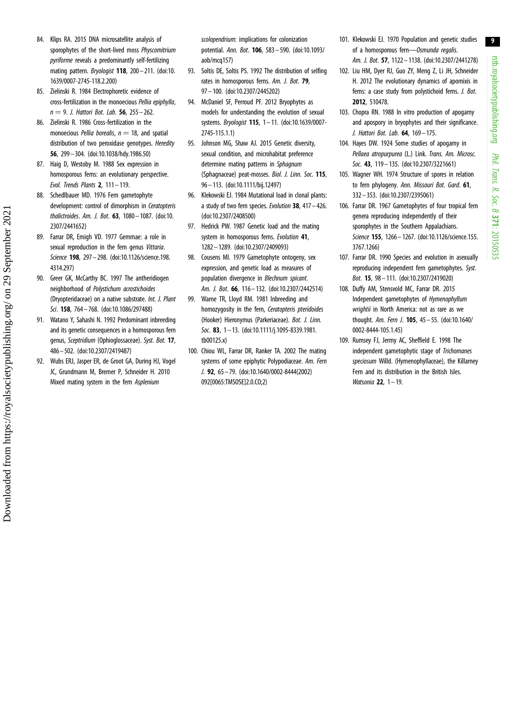84. Klips RA. 2015 DNA microsatellite analysis of sporophytes of the short-lived moss *Physcomitrium pyriforme* reveals a predominantly self-fertilizing mating pattern. *Bryologist* **118**, 200–211. (doi:10.1639/0007-2745-118.2.200)
85. Zielinski R. 1984 Electrophoretic evidence of cross-fertilization in the monoecious *Pellia epiphylla*, $n = 9$. *J. Hattori Bot. Lab.* **56**, 255–262.
86. Zielinski R. 1986 Cross-fertilization in the monoecious *Pellia borealis*, $n = 18$, and spatial distribution of two peroxidase genotypes. *Heredity* **56**, 299–304. (doi:10.1038/hdy.1986.50)
87. Haig D, Westoby M. 1988 Sex expression in homosporous ferns: an evolutionary perspective. *Evol. Trends Plants* **2**, 111–119.
88. Schedlbauer MD. 1976 Fern gametophyte development: control of dimorphism in *Ceratopteris thalictroides*. *Am. J. Bot.* **63**, 1080–1087. (doi:10.2307/2441652)
89. Farrar DR, Emigh VD. 1977 Gemmae: a role in sexual reproduction in the fern genus *Vittaria*. *Science* **198**, 297–298. (doi:10.1126/science.198.4314.297)
90. Greer GK, McCarthy BC. 1997 The antheridiogen neighborhood of *Polystichum acrostichoides* (Dryopteridaceae) on a native substrate. *Int. J. Plant Sci.* **158**, 764–768. (doi:10.1086/297488)
91. Watano Y, Sahashi N. 1992 Predominant inbreeding and its genetic consequences in a homosporous fern genus, *Sceptridium* (Ophioglossaceae). *Syst. Bot.* **17**, 486–502. (doi:10.2307/2419487)
92. Wubs ERJ, Jasper ER, de Groot GA, During HJ, Vogel JC, Grundmann M, Bremer P, Schneider H. 2010 Mixed mating system in the fern *Asplenium scolopendrium*: implications for colonization potential. *Ann. Bot.* **106**, 583–590. (doi:10.1093/aob/mcq157)
93. Soltis DE, Soltis PS. 1992 The distribution of selfing rates in homosporous ferns. *Am. J. Bot.* **79**, 97–100. (doi:10.2307/2445202)
94. McDaniel SF, Perroud PF. 2012 Bryophytes as models for understanding the evolution of sexual systems. *Bryologist* **115**, 1–11. (doi:10.1639/0007-2745-115.1.1)
95. Johnson MG, Shaw AJ. 2015 Genetic diversity, sexual condition, and microhabitat preference determine mating patterns in *Sphagnum* (Sphagnaceae) peat-mosses. *Biol. J. Linn. Soc.* **115**, 96–113. (doi:10.1111/bij.12497)
96. Klekowski EJ. 1984 Mutational load in clonal plants: a study of two fern species. *Evolution* **38**, 417–426. (doi:10.2307/2408500)
97. Hedrick PW. 1987 Genetic load and the mating system in homosporous ferns. *Evolution* **41**, 1282–1289. (doi:10.2307/2409093)
98. Cousens MI. 1979 Gametophyte ontogeny, sex expression, and genetic load as measures of population divergence in *Blechnum spicant*. *Am. J. Bot.* **66**, 116–132. (doi:10.2307/2442514)
99. Warne TR, Lloyd RM. 1981 Inbreeding and homozygosity in the fern, *Ceratopteris pteridoides* (Hooker) Hieronymus (Parkeriaceae). *Bot. J. Linn. Soc.* **83**, 1–13. (doi:10.1111/j.1095-8339.1981.tb00125.x)
100. Chiou WL, Farrar DR, Ranker TA. 2002 The mating systems of some epiphytic Polypodiaceae. *Am. Fern J.* **92**, 65–79. (doi:10.1640/0002-8444(2002)092[0065:TMSOSE]2.0.CO;2)
101. Klekowski EJ. 1970 Population and genetic studies of a homosporous fern—*Osmunda regalis*. *Am. J. Bot.* **57**, 1122–1138. (doi:10.2307/2441278)
102. Liu HM, Dyer RJ, Guo ZY, Meng Z, Li JH, Schneider H. 2012 The evolutionary dynamics of apomixis in ferns: a case study from polystichoid ferns. *J. Bot.* **2012**, 510478.
103. Chopra RN. 1988 In vitro production of apogamy and apospory in bryophytes and their significance. *J. Hattori Bot. Lab.* **64**, 169–175.
104. Hayes DW. 1924 Some studies of apogamy in *Pellaea atropurpurea* (L.) Link. *Trans. Am. Microsc. Soc.* **43**, 119–135. (doi:10.2307/3221661)
105. Wagner WH. 1974 Structure of spores in relation to fern phylogeny. *Ann. Missouri Bot. Gard.* **61**, 332–353. (doi:10.2307/2395061)
106. Farrar DR. 1967 Gametophytes of four tropical fern genera reproducing independently of their sporophytes in the Southern Appalachians. *Science* **155**, 1266–1267. (doi:10.1126/science.155.3767.1266)
107. Farrar DR. 1990 Species and evolution in asexually reproducing independent fern gametophytes. *Syst. Bot.* **15**, 98–111. (doi:10.2307/2419020)
108. Duffy AM, Stensvold MC, Farrar DR. 2015 Independent gametophytes of *Hymenophyllum wrightii* in North America: not as rare as we thought. *Am. Fern J.* **105**, 45–55. (doi:10.1640/0002-8444-105.1.45)
109. Rumsey FJ, Jermy AC, Sheffield E. 1998 The independent gametophytic stage of *Trichomanes speciosum* Willd. (Hymenophyllaceae), the Killarney Fern and its distribution in the British Isles. *Watsonia* **22**, 1–19.